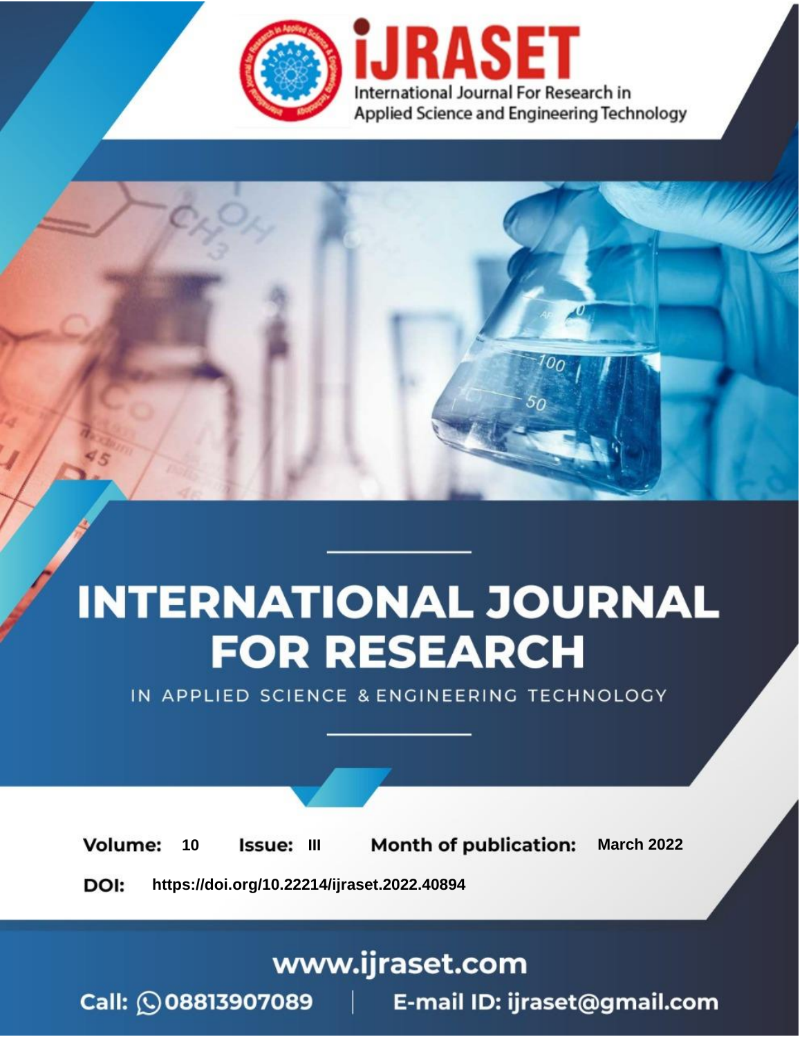# INTERNATIONAL JOURNAL FOR RESEARCH

IN APPLIED SCIENCE & ENGINEERING TECHNOLOGY

**Volume:** 10 **Issue:** III **Month of publication:** March 2022

**DOI:** https://doi.org/10.22214/ijraset.2022.40894

www.ijraset.com

Call: 08813907089 | E-mail ID: ijraset@gmail.com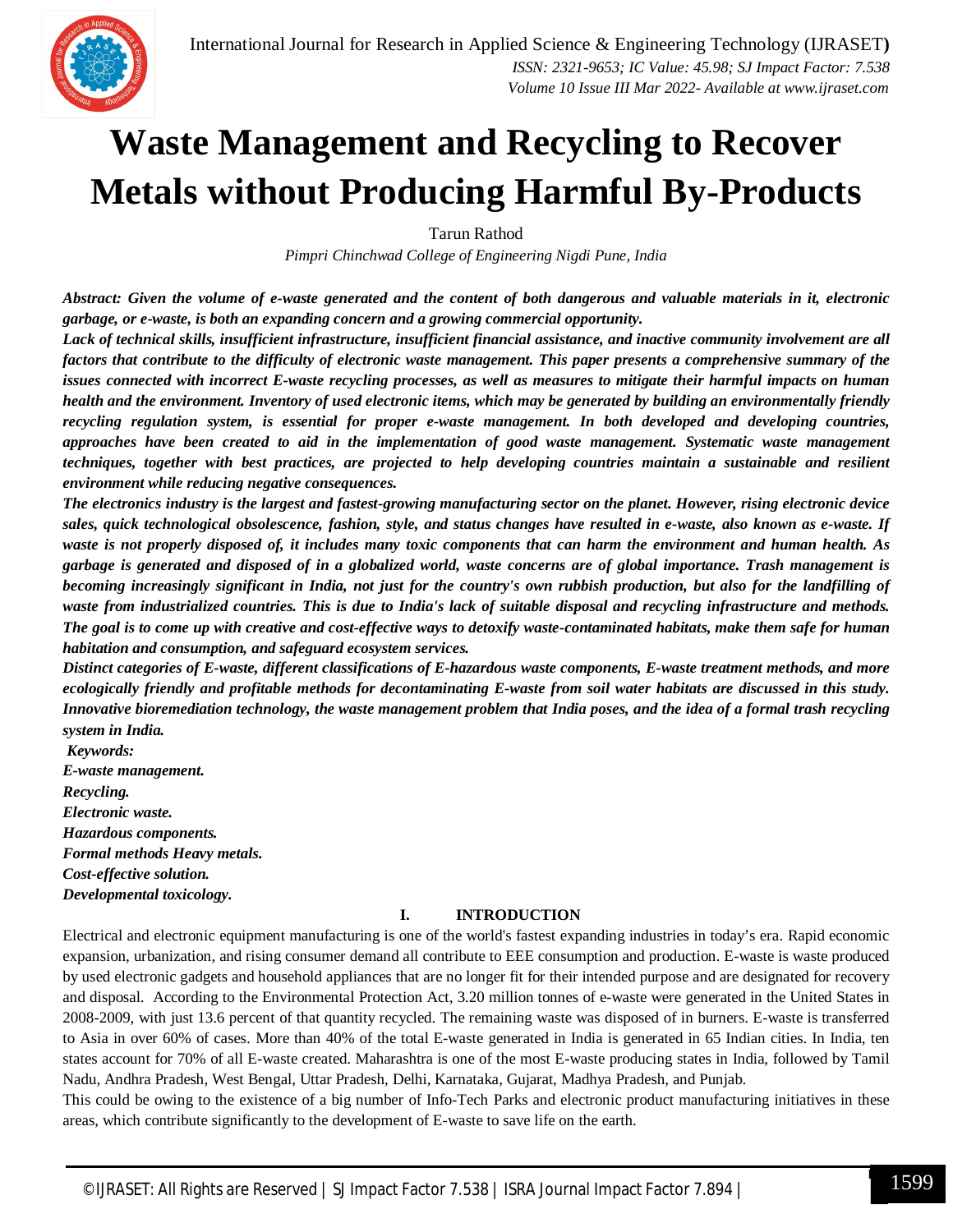# Waste Management and Recycling to Recover Metals without Producing Harmful By-Products

Tarun Rathod

*Pimpri Chinchwad College of Engineering Nigdi Pune, India*

***Abstract:** Given the volume of e-waste generated and the content of both dangerous and valuable materials in it, electronic garbage, or e-waste, is both an expanding concern and a growing commercial opportunity.*

***Lack of technical skills, insufficient infrastructure, insufficient financial assistance, and inactive community involvement are all factors that contribute to the difficulty of electronic waste management. This paper presents a comprehensive summary of the issues connected with incorrect E-waste recycling processes, as well as measures to mitigate their harmful impacts on human health and the environment. Inventory of used electronic items, which may be generated by building an environmentally friendly recycling regulation system, is essential for proper e-waste management. In both developed and developing countries, approaches have been created to aid in the implementation of good waste management. Systematic waste management techniques, together with best practices, are projected to help developing countries maintain a sustainable and resilient environment while reducing negative consequences.***

***The electronics industry is the largest and fastest-growing manufacturing sector on the planet. However, rising electronic device sales, quick technological obsolescence, fashion, style, and status changes have resulted in e-waste, also known as e-waste. If waste is not properly disposed of, it includes many toxic components that can harm the environment and human health. As garbage is generated and disposed of in a globalized world, waste concerns are of global importance. Trash management is becoming increasingly significant in India, not just for the country's own rubbish production, but also for the landfilling of waste from industrialized countries. This is due to India's lack of suitable disposal and recycling infrastructure and methods. The goal is to come up with creative and cost-effective ways to detoxify waste-contaminated habitats, make them safe for human habitation and consumption, and safeguard ecosystem services.***

***Distinct categories of E-waste, different classifications of E-hazardous waste components, E-waste treatment methods, and more ecologically friendly and profitable methods for decontaminating E-waste from soil water habitats are discussed in this study. Innovative bioremediation technology, the waste management problem that India poses, and the idea of a formal trash recycling system in India.***

***Keywords:***

***E-waste management.***

***Recycling.***

***Electronic waste.***

***Hazardous components.***

***Formal methods Heavy metals.***

***Cost-effective solution.***

***Developmental toxicology.***

## I. INTRODUCTION

Electrical and electronic equipment manufacturing is one of the world's fastest expanding industries in today's era. Rapid economic expansion, urbanization, and rising consumer demand all contribute to EEE consumption and production. E-waste is waste produced by used electronic gadgets and household appliances that are no longer fit for their intended purpose and are designated for recovery and disposal. According to the Environmental Protection Act, 3.20 million tonnes of e-waste were generated in the United States in 2008-2009, with just 13.6 percent of that quantity recycled. The remaining waste was disposed of in burners. E-waste is transferred to Asia in over 60% of cases. More than 40% of the total E-waste generated in India is generated in 65 Indian cities. In India, ten states account for 70% of all E-waste created. Maharashtra is one of the most E-waste producing states in India, followed by Tamil Nadu, Andhra Pradesh, West Bengal, Uttar Pradesh, Delhi, Karnataka, Gujarat, Madhya Pradesh, and Punjab.

This could be owing to the existence of a big number of Info-Tech Parks and electronic product manufacturing initiatives in these areas, which contribute significantly to the development of E-waste to save life on the earth.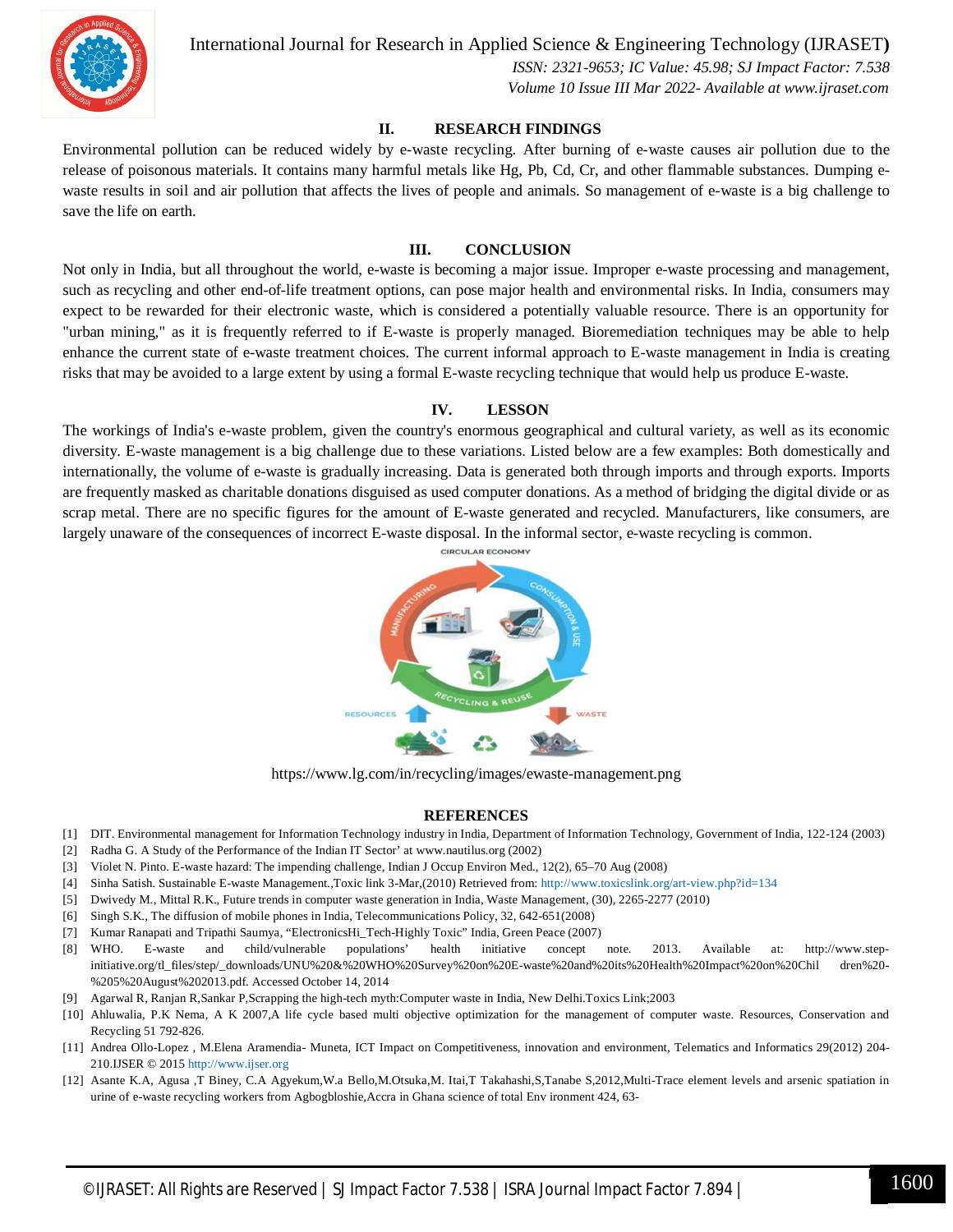## II. RESEARCH FINDINGS

Environmental pollution can be reduced widely by e-waste recycling. After burning of e-waste causes air pollution due to the release of poisonous materials. It contains many harmful metals like Hg, Pb, Cd, Cr, and other flammable substances. Dumping e-waste results in soil and air pollution that affects the lives of people and animals. So management of e-waste is a big challenge to save the life on earth.

## III. CONCLUSION

Not only in India, but all throughout the world, e-waste is becoming a major issue. Improper e-waste processing and management, such as recycling and other end-of-life treatment options, can pose major health and environmental risks. In India, consumers may expect to be rewarded for their electronic waste, which is considered a potentially valuable resource. There is an opportunity for "urban mining," as it is frequently referred to if E-waste is properly managed. Bioremediation techniques may be able to help enhance the current state of e-waste treatment choices. The current informal approach to E-waste management in India is creating risks that may be avoided to a large extent by using a formal E-waste recycling technique that would help us produce E-waste.

## IV. LESSON

The workings of India's e-waste problem, given the country's enormous geographical and cultural variety, as well as its economic diversity. E-waste management is a big challenge due to these variations. Listed below are a few examples: Both domestically and internationally, the volume of e-waste is gradually increasing. Data is generated both through imports and through exports. Imports are frequently masked as charitable donations disguised as used computer donations. As a method of bridging the digital divide or as scrap metal. There are no specific figures for the amount of E-waste generated and recycled. Manufacturers, like consumers, are largely unaware of the consequences of incorrect E-waste disposal. In the informal sector, e-waste recycling is common.

https://www.lg.com/in/recycling/images/ewaste-management.png

## REFERENCES

[1] DIT. Environmental management for Information Technology industry in India, Department of Information Technology, Government of India, 122-124 (2003)

[2] Radha G. A Study of the Performance of the Indian IT Sector' at www.nautilus.org (2002)

[3] Violet N. Pinto. E-waste hazard: The impending challenge, Indian J Occup Environ Med., 12(2), 65–70 Aug (2008)

[4] Sinha Satish. Sustainable E-waste Management.,Toxic link 3-Mar,(2010) Retrieved from: http://www.toxicslink.org/art-view.php?id=134

[5] Dwivedy M., Mittal R.K., Future trends in computer waste generation in India, Waste Management, (30), 2265-2277 (2010)

[6] Singh S.K., The diffusion of mobile phones in India, Telecommunications Policy, 32, 642-651(2008)

[7] Kumar Ranapati and Tripathi Saumya, "ElectronicsHi_Tech-Highly Toxic" India, Green Peace (2007)

[8] WHO. E-waste and child/vulnerable populations' health initiative concept note. 2013. Available at: http://www.step-initiative.org/tl_files/step/_downloads/UNU%20&%20WHO%20Survey%20on%20E-waste%20and%20its%20Health%20Impact%20on%20Children%20-%205%20August%202013.pdf. Accessed October 14, 2014

[9] Agarwal R, Ranjan R,Sankar P,Scrapping the high-tech myth:Computer waste in India, New Delhi.Toxics Link;2003

[10] Ahluwalia, P.K Nema, A K 2007,A life cycle based multi objective optimization for the management of computer waste. Resources, Conservation and Recycling 51 792-826.

[11] Andrea Ollo-Lopez , M.Elena Aramendia- Muneta, ICT Impact on Competitiveness, innovation and environment, Telematics and Informatics 29(2012) 204-210.IJSER © 2015 http://www.ijser.org

[12] Asante K.A, Agusa ,T Biney, C.A Agyekum,W.a Bello,M.Otsuka,M. Itai,T Takahashi,S,Tanabe S,2012,Multi-Trace element levels and arsenic spatiation in urine of e-waste recycling workers from Agbogbloshie,Accra in Ghana science of total Env ironment 424, 63-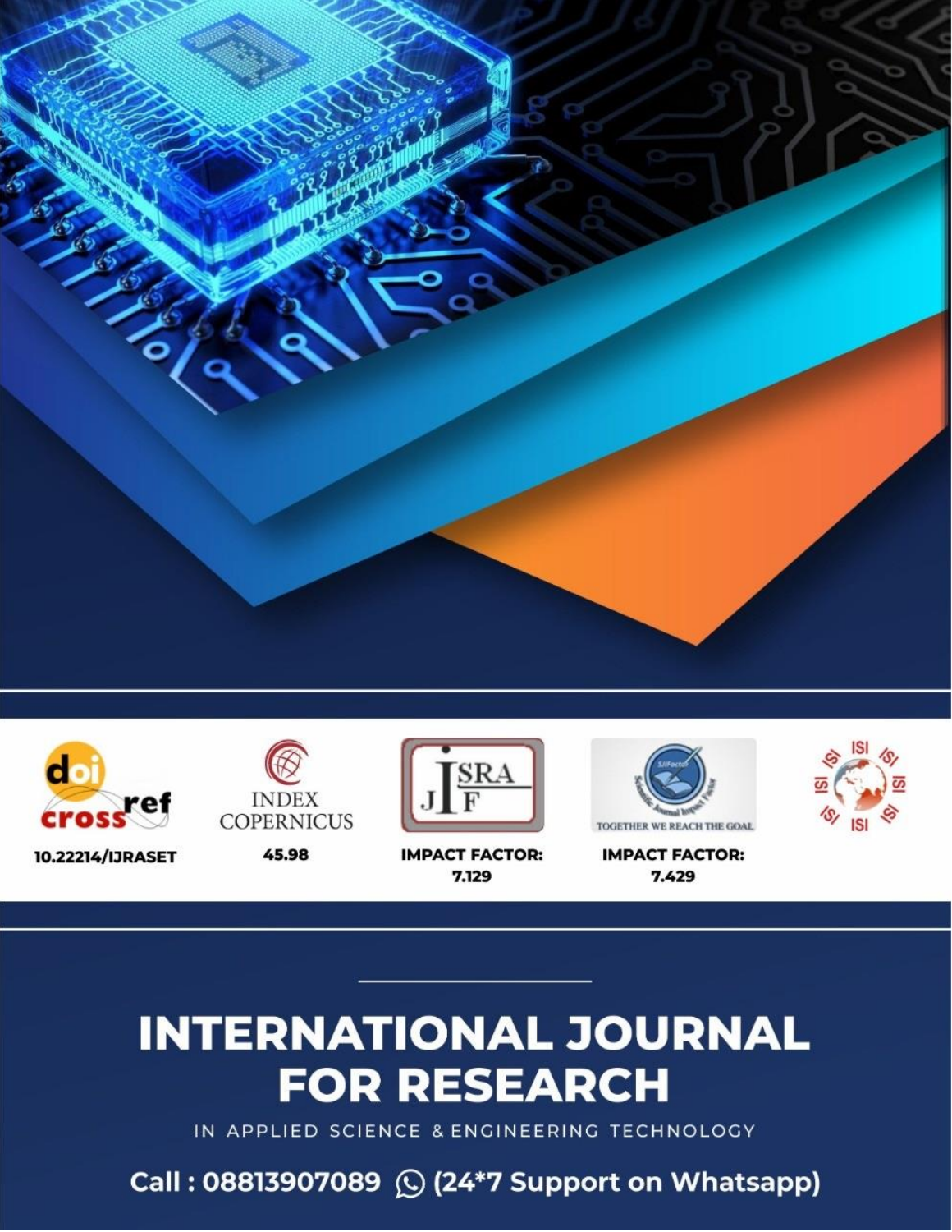10.22214/IJRASET

INDEX COPERNICUS

45.98

IMPACT FACTOR: 7.129

IMPACT FACTOR: 7.429

# INTERNATIONAL JOURNAL FOR RESEARCH

IN APPLIED SCIENCE & ENGINEERING TECHNOLOGY

Call : 08813907089 (24*7 Support on Whatsapp)